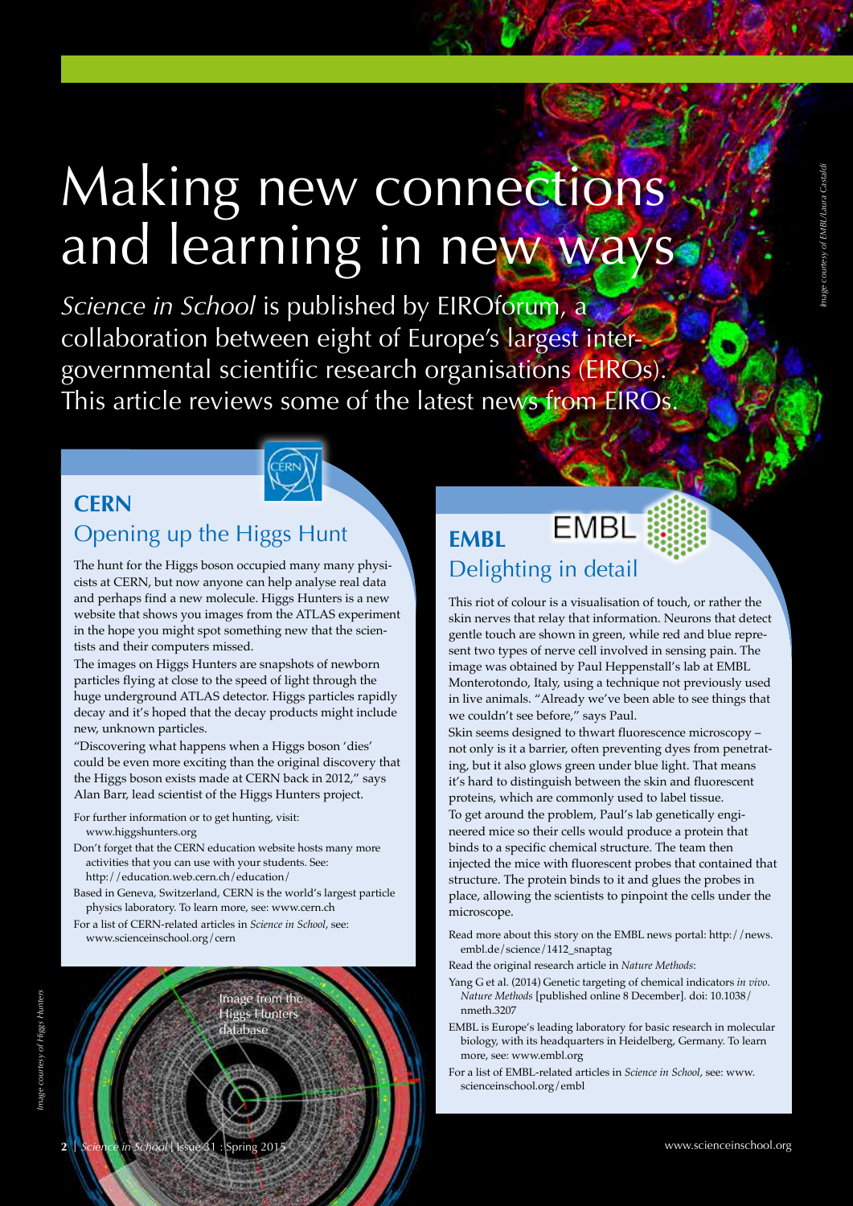# Making new connections and learning in new ways

*Science in School* is published by EIROforum, a collaboration between eight of Europe's largest intergovernmental scientific research organisations (EIROs). This article reviews some of the latest news from EIROs.

Image courtesy of EMBL/Laura Castaldi

## CERN

### Opening up the Higgs Hunt

The hunt for the Higgs boson occupied many many physicists at CERN, but now anyone can help analyse real data and perhaps find a new molecule. Higgs Hunters is a new website that shows you images from the ATLAS experiment in the hope you might spot something new that the scientists and their computers missed.

The images on Higgs Hunters are snapshots of newborn particles flying at close to the speed of light through the huge underground ATLAS detector. Higgs particles rapidly decay and it's hoped that the decay products might include new, unknown particles.

"Discovering what happens when a Higgs boson 'dies' could be even more exciting than the original discovery that the Higgs boson exists made at CERN back in 2012," says Alan Barr, lead scientist of the Higgs Hunters project.

For further information or to get hunting, visit: www.higgshunters.org

Don't forget that the CERN education website hosts many more activities that you can use with your students. See: http://education.web.cern.ch/education/

Based in Geneva, Switzerland, CERN is the world's largest particle physics laboratory. To learn more, see: www.cern.ch

For a list of CERN-related articles in *Science in School*, see: www.scienceinschool.org/cern

Image from the Higgs Hunters database

Image courtesy of Higgs Hunters

## EMBL

### Delighting in detail

This riot of colour is a visualisation of touch, or rather the skin nerves that relay that information. Neurons that detect gentle touch are shown in green, while red and blue represent two types of nerve cell involved in sensing pain. The image was obtained by Paul Heppenstall's lab at EMBL Monterotondo, Italy, using a technique not previously used in live animals. "Already we've been able to see things that we couldn't see before," says Paul.

Skin seems designed to thwart fluorescence microscopy – not only is it a barrier, often preventing dyes from penetrating, but it also glows green under blue light. That means it's hard to distinguish between the skin and fluorescent proteins, which are commonly used to label tissue.

To get around the problem, Paul's lab genetically engineered mice so their cells would produce a protein that binds to a specific chemical structure. The team then injected the mice with fluorescent probes that contained that structure. The protein binds to it and glues the probes in place, allowing the scientists to pinpoint the cells under the microscope.

Read more about this story on the EMBL news portal: http://news.embl.de/science/1412_snaptag

Read the original research article in *Nature Methods*:

Yang G et al. (2014) Genetic targeting of chemical indicators *in vivo*. *Nature Methods* [published online 8 December]. doi: 10.1038/nmeth.3207

EMBL is Europe's leading laboratory for basic research in molecular biology, with its headquarters in Heidelberg, Germany. To learn more, see: www.embl.org

For a list of EMBL-related articles in *Science in School*, see: www.scienceinschool.org/embl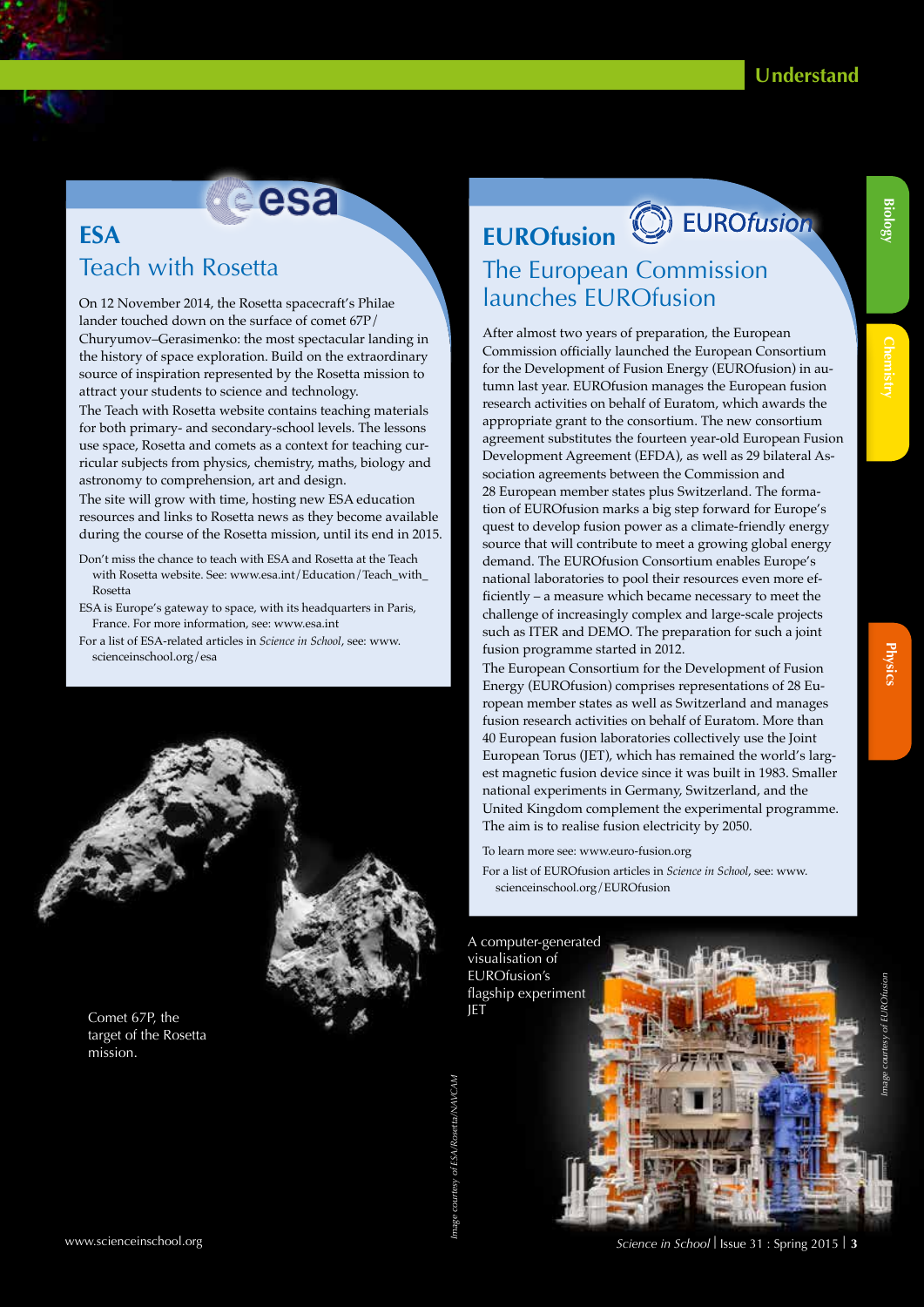## ESA

### Teach with Rosetta

On 12 November 2014, the Rosetta spacecraft's Philae lander touched down on the surface of comet 67P/Churyumov–Gerasimenko: the most spectacular landing in the history of space exploration. Build on the extraordinary source of inspiration represented by the Rosetta mission to attract your students to science and technology.

The Teach with Rosetta website contains teaching materials for both primary- and secondary-school levels. The lessons use space, Rosetta and comets as a context for teaching curricular subjects from physics, chemistry, maths, biology and astronomy to comprehension, art and design.

The site will grow with time, hosting new ESA education resources and links to Rosetta news as they become available during the course of the Rosetta mission, until its end in 2015.

Don't miss the chance to teach with ESA and Rosetta at the Teach with Rosetta website. See: www.esa.int/Education/Teach_with_Rosetta

ESA is Europe's gateway to space, with its headquarters in Paris, France. For more information, see: www.esa.int

For a list of ESA-related articles in *Science in School*, see: www.scienceinschool.org/esa

Comet 67P, the target of the Rosetta mission.

*Image courtesy of ESA/Rosetta/NAVCAM*

## EUROfusion

### The European Commission launches EUROfusion

After almost two years of preparation, the European Commission officially launched the European Consortium for the Development of Fusion Energy (EUROfusion) in autumn last year. EUROfusion manages the European fusion research activities on behalf of Euratom, which awards the appropriate grant to the consortium. The new consortium agreement substitutes the fourteen year-old European Fusion Development Agreement (EFDA), as well as 29 bilateral Association agreements between the Commission and 28 European member states plus Switzerland. The formation of EUROfusion marks a big step forward for Europe's quest to develop fusion power as a climate-friendly energy source that will contribute to meet a growing global energy demand. The EUROfusion Consortium enables Europe's national laboratories to pool their resources even more efficiently – a measure which became necessary to meet the challenge of increasingly complex and large-scale projects such as ITER and DEMO. The preparation for such a joint fusion programme started in 2012.

The European Consortium for the Development of Fusion Energy (EUROfusion) comprises representations of 28 European member states as well as Switzerland and manages fusion research activities on behalf of Euratom. More than 40 European fusion laboratories collectively use the Joint European Torus (JET), which has remained the world's largest magnetic fusion device since it was built in 1983. Smaller national experiments in Germany, Switzerland, and the United Kingdom complement the experimental programme. The aim is to realise fusion electricity by 2050.

To learn more see: www.euro-fusion.org

For a list of EUROfusion articles in *Science in School*, see: www.scienceinschool.org/EUROfusion

A computer-generated visualisation of EUROfusion's flagship experiment JET

*Image courtesy of EUROfusion*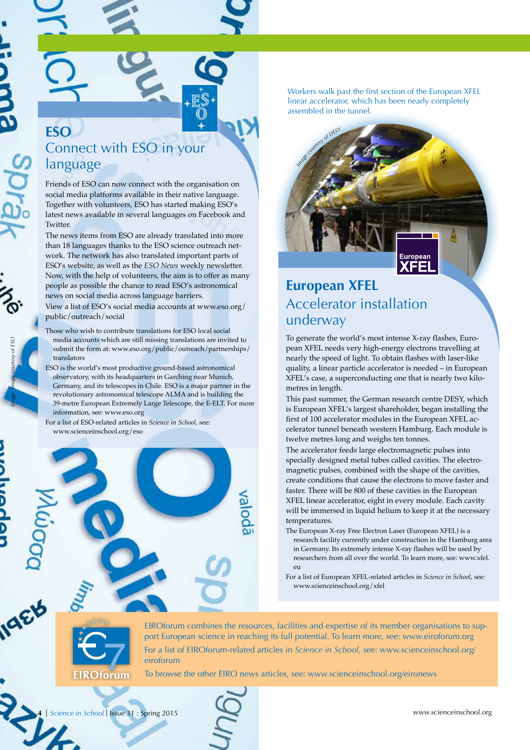## ESO

### Connect with ESO in your language

Friends of ESO can now connect with the organisation on social media platforms available in their native language. Together with volunteers, ESO has started making ESO's latest news available in several languages on Facebook and Twitter.

The news items from ESO are already translated into more than 18 languages thanks to the ESO science outreach network. The network has also translated important parts of ESO's website, as well as the *ESO News* weekly newsletter. Now, with the help of volunteers, the aim is to offer as many people as possible the chance to read ESO's astronomical news on social media across language barriers.

View a list of ESO's social media accounts at www.eso.org/public/outreach/social

Those who wish to contribute translations for ESO local social media accounts which are still missing translations are invited to submit the form at: www.eso.org/public/outreach/partnerships/translators

ESO is the world's most productive ground-based astronomical observatory, with its headquarters in Garching near Munich, Germany, and its telescopes in Chile. ESO is a major partner in the revolutionary astronomical telescope ALMA and is building the 39-metre European Extremely Large Telescope, the E-ELT. For more information, see: www.eso.org

For a list of ESO-related articles in *Science in School*, see: www.scienceinschool.org/eso

Image courtesy of ESO

Workers walk past the first section of the European XFEL linear accelerator, which has been nearly completely assembled in the tunnel.

Image courtesy of DESY

## European XFEL

### Accelerator installation underway

To generate the world's most intense X-ray flashes, European XFEL needs very high-energy electrons travelling at nearly the speed of light. To obtain flashes with laser-like quality, a linear particle accelerator is needed – in European XFEL's case, a superconducting one that is nearly two kilometres in length.

This past summer, the German research centre DESY, which is European XFEL's largest shareholder, began installing the first of 100 accelerator modules in the European XFEL accelerator tunnel beneath western Hamburg. Each module is twelve metres long and weighs ten tonnes.

The accelerator feeds large electromagnetic pulses into specially designed metal tubes called cavities. The electromagnetic pulses, combined with the shape of the cavities, create conditions that cause the electrons to move faster and faster. There will be 800 of these cavities in the European XFEL linear accelerator, eight in every module. Each cavity will be immersed in liquid helium to keep it at the necessary temperatures.

The European X-ray Free Electron Laser (European XFEL) is a research facility currently under construction in the Hamburg area in Germany. Its extremely intense X-ray flashes will be used by researchers from all over the world. To learn more, see: www.xfel.eu

For a list of European XFEL-related articles in *Science in School*, see: www.scienceinschool.org/xfel

EIROforum combines the resources, facilities and expertise of its member organisations to support European science in reaching its full potential. To learn more, see: www.eiroforum.org

For a list of EIROforum-related articles in *Science in School*, see: www.scienceinschool.org/eiroforum

To browse the other EIRO news articles, see: www.scienceinschool.org/eironews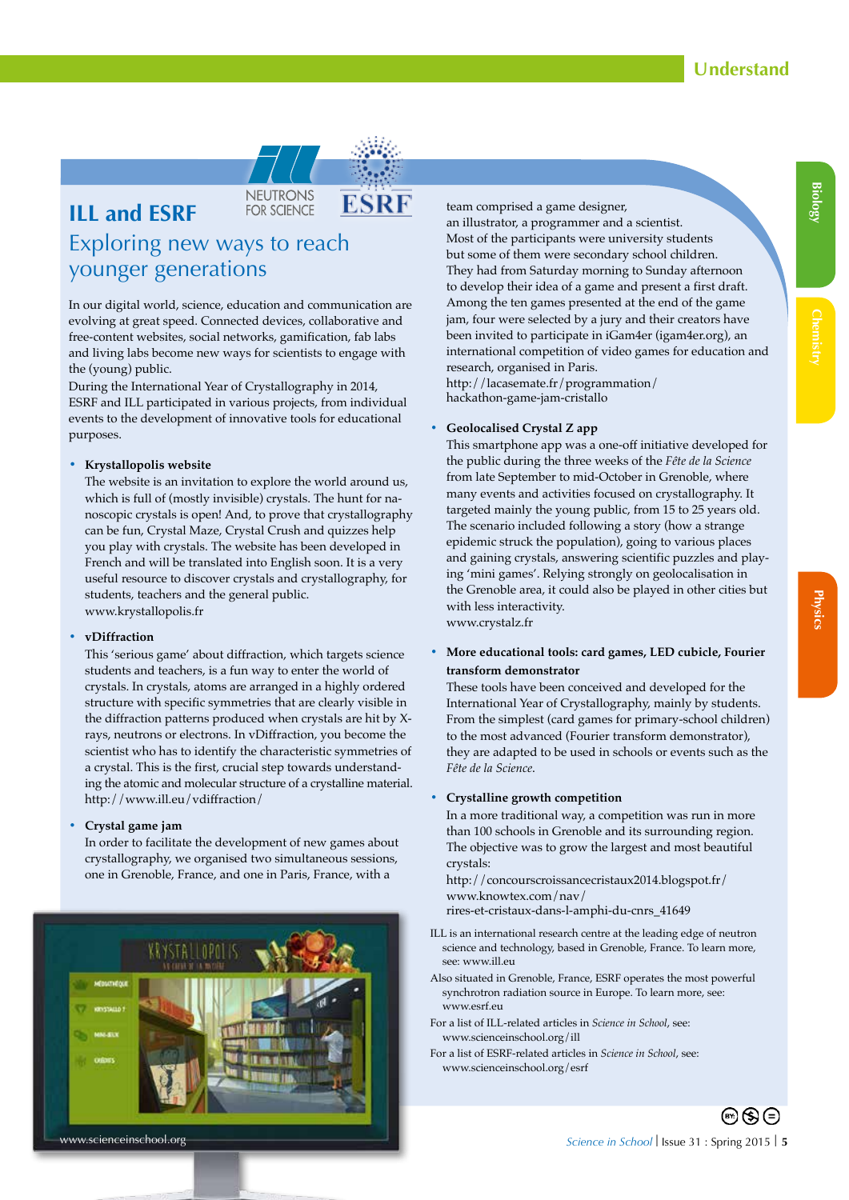## ILL and ESRF

### Exploring new ways to reach younger generations

In our digital world, science, education and communication are evolving at great speed. Connected devices, collaborative and free-content websites, social networks, gamification, fab labs and living labs become new ways for scientists to engage with the (young) public.

During the International Year of Crystallography in 2014, ESRF and ILL participated in various projects, from individual events to the development of innovative tools for educational purposes.

- **Krystallopolis website**
  The website is an invitation to explore the world around us, which is full of (mostly invisible) crystals. The hunt for nanoscopic crystals is open! And, to prove that crystallography can be fun, Crystal Maze, Crystal Crush and quizzes help you play with crystals. The website has been developed in French and will be translated into English soon. It is a very useful resource to discover crystals and crystallography, for students, teachers and the general public.
  www.krystallopolis.fr

- **vDiffraction**
  This 'serious game' about diffraction, which targets science students and teachers, is a fun way to enter the world of crystals. In crystals, atoms are arranged in a highly ordered structure with specific symmetries that are clearly visible in the diffraction patterns produced when crystals are hit by X-rays, neutrons or electrons. In vDiffraction, you become the scientist who has to identify the characteristic symmetries of a crystal. This is the first, crucial step towards understanding the atomic and molecular structure of a crystalline material.
  http://www.ill.eu/vdiffraction/

- **Crystal game jam**
  In order to facilitate the development of new games about crystallography, we organised two simultaneous sessions, one in Grenoble, France, and one in Paris, France, with a team comprised a game designer, an illustrator, a programmer and a scientist. Most of the participants were university students but some of them were secondary school children. They had from Saturday morning to Sunday afternoon to develop their idea of a game and present a first draft. Among the ten games presented at the end of the game jam, four were selected by a jury and their creators have been invited to participate in iGam4er (igam4er.org), an international competition of video games for education and research, organised in Paris.
  http://lacasemate.fr/programmation/hackathon-game-jam-cristallo

- **Geolocalised Crystal Z app**
  This smartphone app was a one-off initiative developed for the public during the three weeks of the *Fête de la Science* from late September to mid-October in Grenoble, where many events and activities focused on crystallography. It targeted mainly the young public, from 15 to 25 years old. The scenario included following a story (how a strange epidemic struck the population), going to various places and gaining crystals, answering scientific puzzles and playing 'mini games'. Relying strongly on geolocalisation in the Grenoble area, it could also be played in other cities but with less interactivity.
  www.crystalz.fr

- **More educational tools: card games, LED cubicle, Fourier transform demonstrator**
  These tools have been conceived and developed for the International Year of Crystallography, mainly by students. From the simplest (card games for primary-school children) to the most advanced (Fourier transform demonstrator), they are adapted to be used in schools or events such as the *Fête de la Science*.

- **Crystalline growth competition**
  In a more traditional way, a competition was run in more than 100 schools in Grenoble and its surrounding region. The objective was to grow the largest and most beautiful crystals:
  http://concourscroissancecristaux2014.blogspot.fr/
  www.knowtex.com/nav/rires-et-cristaux-dans-l-amphi-du-cnrs_41649

ILL is an international research centre at the leading edge of neutron science and technology, based in Grenoble, France. To learn more, see: www.ill.eu

Also situated in Grenoble, France, ESRF operates the most powerful synchrotron radiation source in Europe. To learn more, see: www.esrf.eu

For a list of ILL-related articles in *Science in School*, see: www.scienceinschool.org/ill

For a list of ESRF-related articles in *Science in School*, see: www.scienceinschool.org/esrf